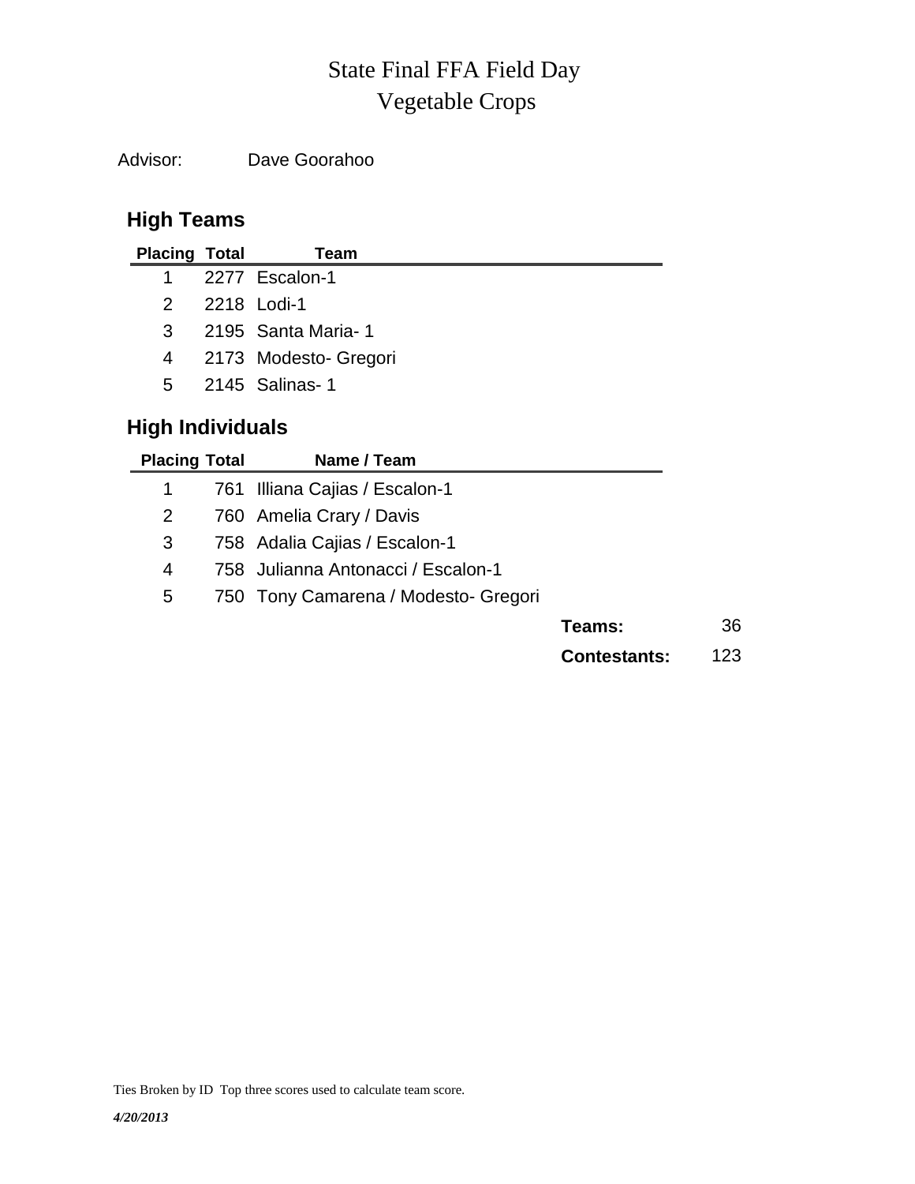# State Final FFA Field Day
# Vegetable Crops

Advisor: Dave Goorahoo

## High Teams

| Placing | Total | Team |
|---|---|---|
| 1 | 2277 | Escalon-1 |
| 2 | 2218 | Lodi-1 |
| 3 | 2195 | Santa Maria- 1 |
| 4 | 2173 | Modesto- Gregori |
| 5 | 2145 | Salinas- 1 |

## High Individuals

| Placing | Total | Name / Team |
|---|---|---|
| 1 | 761 | Illiana Cajias / Escalon-1 |
| 2 | 760 | Amelia Crary / Davis |
| 3 | 758 | Adalia Cajias / Escalon-1 |
| 4 | 758 | Julianna Antonacci / Escalon-1 |
| 5 | 750 | Tony Camarena / Modesto- Gregori |

**Teams:** 36

**Contestants:** 123

Ties Broken by ID Top three scores used to calculate team score.

*4/20/2013*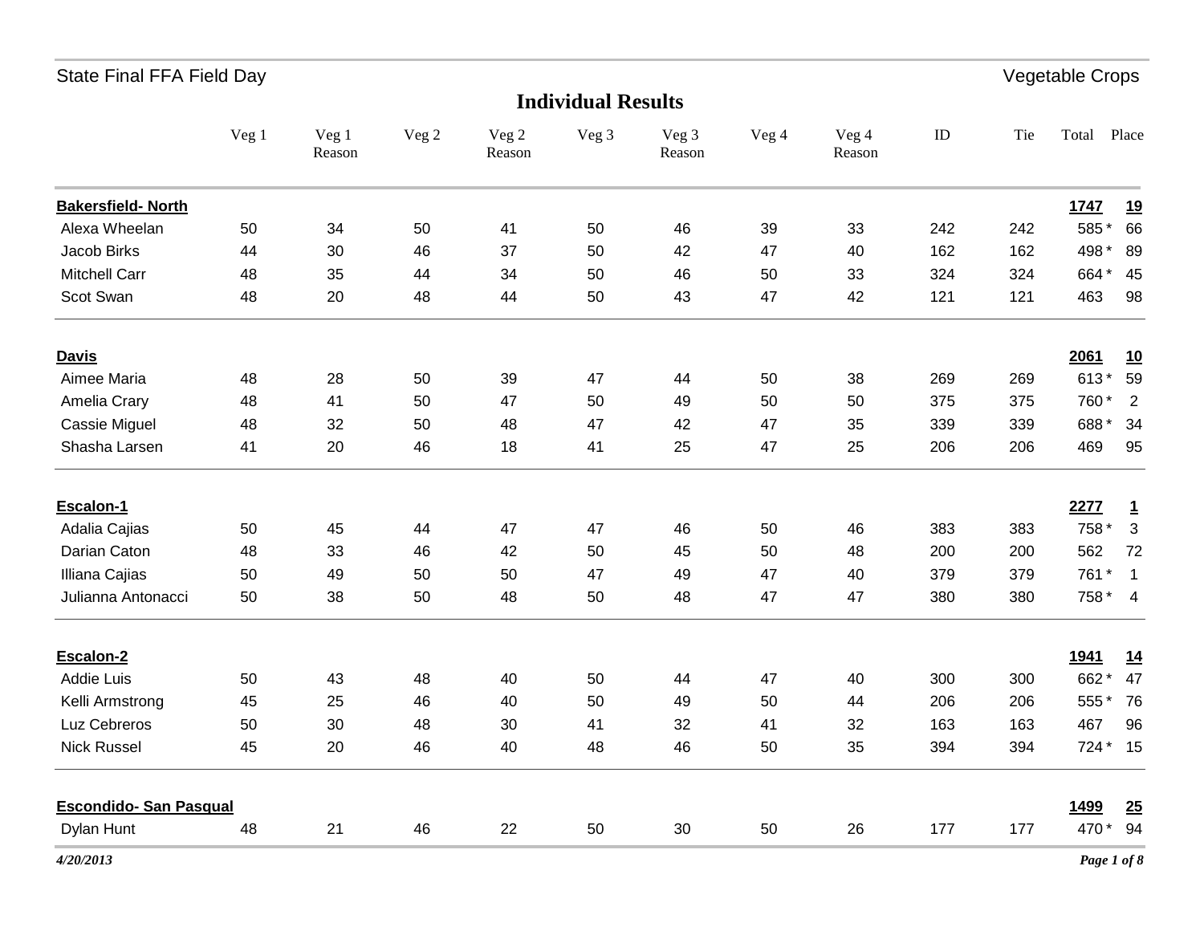State Final FFA Field Day — Vegetable Crops

## Individual Results

| | Veg 1 | Veg 1 Reason | Veg 2 | Veg 2 Reason | Veg 3 | Veg 3 Reason | Veg 4 | Veg 4 Reason | ID | Tie | Total | Place |
|---|---|---|---|---|---|---|---|---|---|---|---|---|
| **Bakersfield- North** | | | | | | | | | | | **1747** | **19** |
| Alexa Wheelan | 50 | 34 | 50 | 41 | 50 | 46 | 39 | 33 | 242 | 242 | 585 * | 66 |
| Jacob Birks | 44 | 30 | 46 | 37 | 50 | 42 | 47 | 40 | 162 | 162 | 498 * | 89 |
| Mitchell Carr | 48 | 35 | 44 | 34 | 50 | 46 | 50 | 33 | 324 | 324 | 664 * | 45 |
| Scot Swan | 48 | 20 | 48 | 44 | 50 | 43 | 47 | 42 | 121 | 121 | 463 | 98 |
| **Davis** | | | | | | | | | | | **2061** | **10** |
| Aimee Maria | 48 | 28 | 50 | 39 | 47 | 44 | 50 | 38 | 269 | 269 | 613 * | 59 |
| Amelia Crary | 48 | 41 | 50 | 47 | 50 | 49 | 50 | 50 | 375 | 375 | 760 * | 2 |
| Cassie Miguel | 48 | 32 | 50 | 48 | 47 | 42 | 47 | 35 | 339 | 339 | 688 * | 34 |
| Shasha Larsen | 41 | 20 | 46 | 18 | 41 | 25 | 47 | 25 | 206 | 206 | 469 | 95 |
| **Escalon-1** | | | | | | | | | | | **2277** | **1** |
| Adalia Cajias | 50 | 45 | 44 | 47 | 47 | 46 | 50 | 46 | 383 | 383 | 758 * | 3 |
| Darian Caton | 48 | 33 | 46 | 42 | 50 | 45 | 50 | 48 | 200 | 200 | 562 | 72 |
| Illiana Cajias | 50 | 49 | 50 | 50 | 47 | 49 | 47 | 40 | 379 | 379 | 761 * | 1 |
| Julianna Antonacci | 50 | 38 | 50 | 48 | 50 | 48 | 47 | 47 | 380 | 380 | 758 * | 4 |
| **Escalon-2** | | | | | | | | | | | **1941** | **14** |
| Addie Luis | 50 | 43 | 48 | 40 | 50 | 44 | 47 | 40 | 300 | 300 | 662 * | 47 |
| Kelli Armstrong | 45 | 25 | 46 | 40 | 50 | 49 | 50 | 44 | 206 | 206 | 555 * | 76 |
| Luz Cebreros | 50 | 30 | 48 | 30 | 41 | 32 | 41 | 32 | 163 | 163 | 467 | 96 |
| Nick Russel | 45 | 20 | 46 | 40 | 48 | 46 | 50 | 35 | 394 | 394 | 724 * | 15 |
| **Escondido- San Pasqual** | | | | | | | | | | | **1499** | **25** |
| Dylan Hunt | 48 | 21 | 46 | 22 | 50 | 30 | 50 | 26 | 177 | 177 | 470 * | 94 |

*4/20/2013*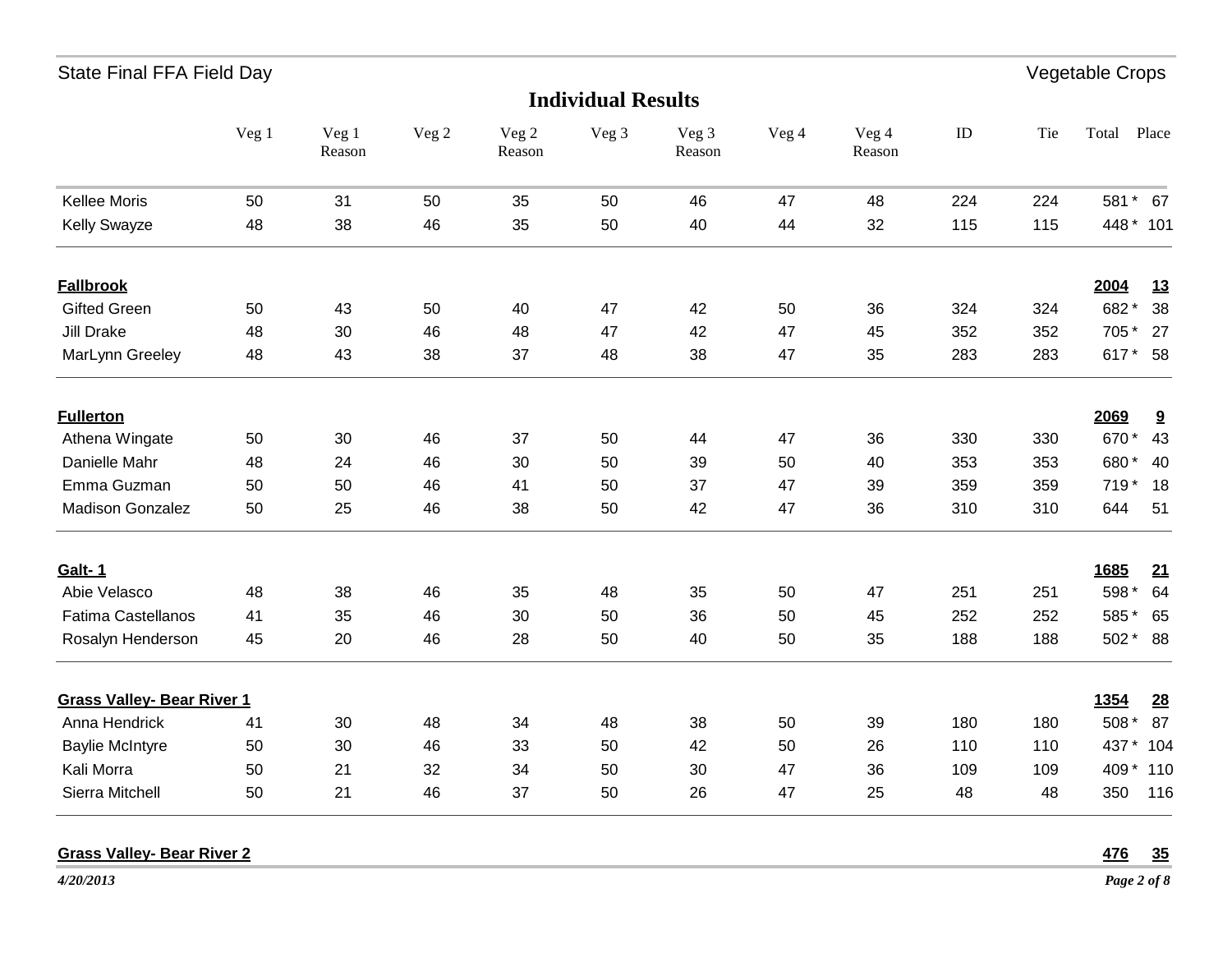## Individual Results

| | Veg 1 | Veg 1 Reason | Veg 2 | Veg 2 Reason | Veg 3 | Veg 3 Reason | Veg 4 | Veg 4 Reason | ID | Tie | Total | Place |
|---|---|---|---|---|---|---|---|---|---|---|---|---|
| Kellee Moris | 50 | 31 | 50 | 35 | 50 | 46 | 47 | 48 | 224 | 224 | 581 * | 67 |
| Kelly Swayze | 48 | 38 | 46 | 35 | 50 | 40 | 44 | 32 | 115 | 115 | 448 * | 101 |
| **Fallbrook** | | | | | | | | | | | **2004** | **13** |
| Gifted Green | 50 | 43 | 50 | 40 | 47 | 42 | 50 | 36 | 324 | 324 | 682 * | 38 |
| Jill Drake | 48 | 30 | 46 | 48 | 47 | 42 | 47 | 45 | 352 | 352 | 705 * | 27 |
| MarLynn Greeley | 48 | 43 | 38 | 37 | 48 | 38 | 47 | 35 | 283 | 283 | 617 * | 58 |
| **Fullerton** | | | | | | | | | | | **2069** | **9** |
| Athena Wingate | 50 | 30 | 46 | 37 | 50 | 44 | 47 | 36 | 330 | 330 | 670 * | 43 |
| Danielle Mahr | 48 | 24 | 46 | 30 | 50 | 39 | 50 | 40 | 353 | 353 | 680 * | 40 |
| Emma Guzman | 50 | 50 | 46 | 41 | 50 | 37 | 47 | 39 | 359 | 359 | 719 * | 18 |
| Madison Gonzalez | 50 | 25 | 46 | 38 | 50 | 42 | 47 | 36 | 310 | 310 | 644 | 51 |
| **Galt- 1** | | | | | | | | | | | **1685** | **21** |
| Abie Velasco | 48 | 38 | 46 | 35 | 48 | 35 | 50 | 47 | 251 | 251 | 598 * | 64 |
| Fatima Castellanos | 41 | 35 | 46 | 30 | 50 | 36 | 50 | 45 | 252 | 252 | 585 * | 65 |
| Rosalyn Henderson | 45 | 20 | 46 | 28 | 50 | 40 | 50 | 35 | 188 | 188 | 502 * | 88 |
| **Grass Valley- Bear River 1** | | | | | | | | | | | **1354** | **28** |
| Anna Hendrick | 41 | 30 | 48 | 34 | 48 | 38 | 50 | 39 | 180 | 180 | 508 * | 87 |
| Baylie McIntyre | 50 | 30 | 46 | 33 | 50 | 42 | 50 | 26 | 110 | 110 | 437 * | 104 |
| Kali Morra | 50 | 21 | 32 | 34 | 50 | 30 | 47 | 36 | 109 | 109 | 409 * | 110 |
| Sierra Mitchell | 50 | 21 | 46 | 37 | 50 | 26 | 47 | 25 | 48 | 48 | 350 | 116 |
| **Grass Valley- Bear River 2** | | | | | | | | | | | **476** | **35** |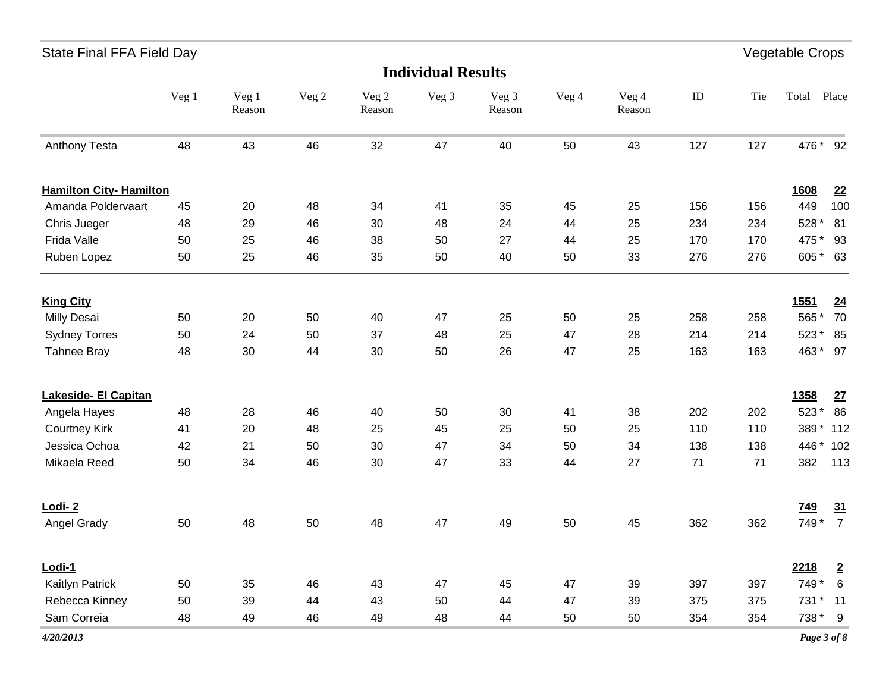State Final FFA Field Day — Vegetable Crops

## Individual Results

| | Veg 1 | Veg 1 Reason | Veg 2 | Veg 2 Reason | Veg 3 | Veg 3 Reason | Veg 4 | Veg 4 Reason | ID | Tie | Total | Place |
|---|---|---|---|---|---|---|---|---|---|---|---|---|
| Anthony Testa | 48 | 43 | 46 | 32 | 47 | 40 | 50 | 43 | 127 | 127 | 476 * | 92 |
| **Hamilton City- Hamilton** | | | | | | | | | | | **1608** | **22** |
| Amanda Poldervaart | 45 | 20 | 48 | 34 | 41 | 35 | 45 | 25 | 156 | 156 | 449 | 100 |
| Chris Jueger | 48 | 29 | 46 | 30 | 48 | 24 | 44 | 25 | 234 | 234 | 528 * | 81 |
| Frida Valle | 50 | 25 | 46 | 38 | 50 | 27 | 44 | 25 | 170 | 170 | 475 * | 93 |
| Ruben Lopez | 50 | 25 | 46 | 35 | 50 | 40 | 50 | 33 | 276 | 276 | 605 * | 63 |
| **King City** | | | | | | | | | | | **1551** | **24** |
| Milly Desai | 50 | 20 | 50 | 40 | 47 | 25 | 50 | 25 | 258 | 258 | 565 * | 70 |
| Sydney Torres | 50 | 24 | 50 | 37 | 48 | 25 | 47 | 28 | 214 | 214 | 523 * | 85 |
| Tahnee Bray | 48 | 30 | 44 | 30 | 50 | 26 | 47 | 25 | 163 | 163 | 463 * | 97 |
| **Lakeside- El Capitan** | | | | | | | | | | | **1358** | **27** |
| Angela Hayes | 48 | 28 | 46 | 40 | 50 | 30 | 41 | 38 | 202 | 202 | 523 * | 86 |
| Courtney Kirk | 41 | 20 | 48 | 25 | 45 | 25 | 50 | 25 | 110 | 110 | 389 * | 112 |
| Jessica Ochoa | 42 | 21 | 50 | 30 | 47 | 34 | 50 | 34 | 138 | 138 | 446 * | 102 |
| Mikaela Reed | 50 | 34 | 46 | 30 | 47 | 33 | 44 | 27 | 71 | 71 | 382 | 113 |
| **Lodi- 2** | | | | | | | | | | | **749** | **31** |
| Angel Grady | 50 | 48 | 50 | 48 | 47 | 49 | 50 | 45 | 362 | 362 | 749 * | 7 |
| **Lodi-1** | | | | | | | | | | | **2218** | **2** |
| Kaitlyn Patrick | 50 | 35 | 46 | 43 | 47 | 45 | 47 | 39 | 397 | 397 | 749 * | 6 |
| Rebecca Kinney | 50 | 39 | 44 | 43 | 50 | 44 | 47 | 39 | 375 | 375 | 731 * | 11 |
| Sam Correia | 48 | 49 | 46 | 49 | 48 | 44 | 50 | 50 | 354 | 354 | 738 * | 9 |

*4/20/2013*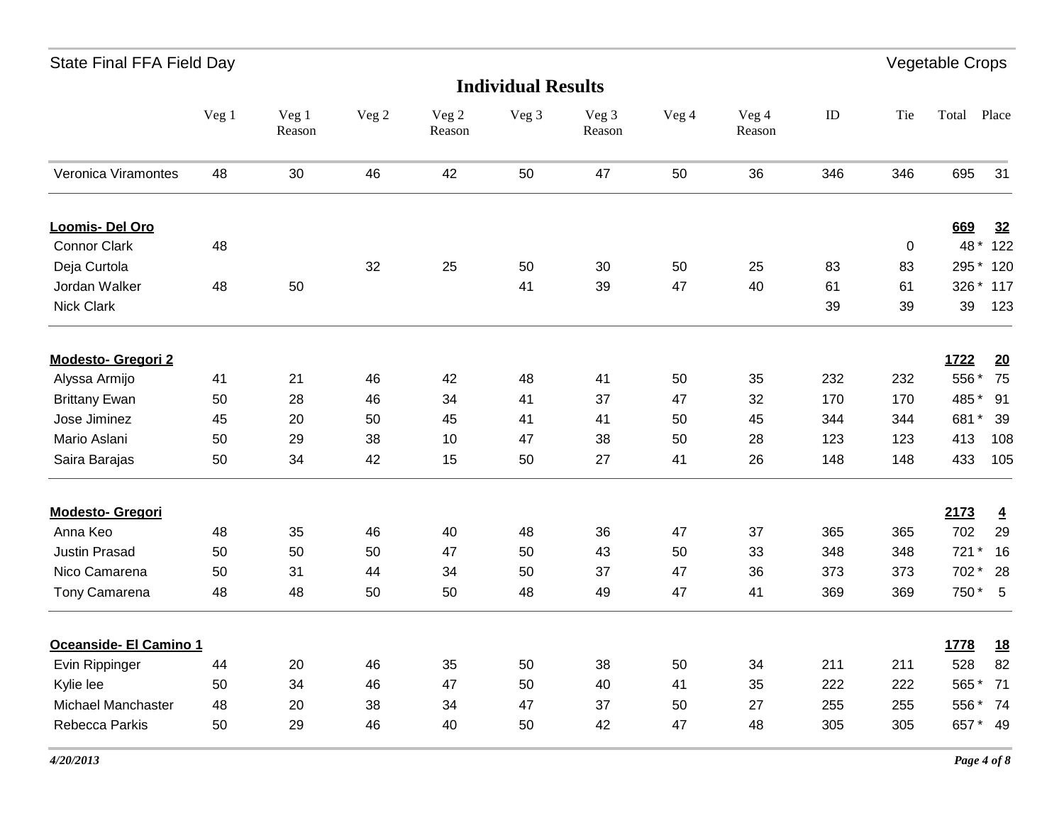## Individual Results

| | Veg 1 | Veg 1 Reason | Veg 2 | Veg 2 Reason | Veg 3 | Veg 3 Reason | Veg 4 | Veg 4 Reason | ID | Tie | Total | Place |
|---|---|---|---|---|---|---|---|---|---|---|---|---|
| Veronica Viramontes | 48 | 30 | 46 | 42 | 50 | 47 | 50 | 36 | 346 | 346 | 695 | 31 |
| **Loomis- Del Oro** | | | | | | | | | | | **669** | **32** |
| Connor Clark | 48 | | | | | | | | | 0 | 48 * | 122 |
| Deja Curtola | | | 32 | 25 | 50 | 30 | 50 | 25 | 83 | 83 | 295 * | 120 |
| Jordan Walker | 48 | 50 | | | 41 | 39 | 47 | 40 | 61 | 61 | 326 * | 117 |
| Nick Clark | | | | | | | | | 39 | 39 | 39 | 123 |
| **Modesto- Gregori 2** | | | | | | | | | | | **1722** | **20** |
| Alyssa Armijo | 41 | 21 | 46 | 42 | 48 | 41 | 50 | 35 | 232 | 232 | 556 * | 75 |
| Brittany Ewan | 50 | 28 | 46 | 34 | 41 | 37 | 47 | 32 | 170 | 170 | 485 * | 91 |
| Jose Jiminez | 45 | 20 | 50 | 45 | 41 | 41 | 50 | 45 | 344 | 344 | 681 * | 39 |
| Mario Aslani | 50 | 29 | 38 | 10 | 47 | 38 | 50 | 28 | 123 | 123 | 413 | 108 |
| Saira Barajas | 50 | 34 | 42 | 15 | 50 | 27 | 41 | 26 | 148 | 148 | 433 | 105 |
| **Modesto- Gregori** | | | | | | | | | | | **2173** | **4** |
| Anna Keo | 48 | 35 | 46 | 40 | 48 | 36 | 47 | 37 | 365 | 365 | 702 | 29 |
| Justin Prasad | 50 | 50 | 50 | 47 | 50 | 43 | 50 | 33 | 348 | 348 | 721 * | 16 |
| Nico Camarena | 50 | 31 | 44 | 34 | 50 | 37 | 47 | 36 | 373 | 373 | 702 * | 28 |
| Tony Camarena | 48 | 48 | 50 | 50 | 48 | 49 | 47 | 41 | 369 | 369 | 750 * | 5 |
| **Oceanside- El Camino 1** | | | | | | | | | | | **1778** | **18** |
| Evin Rippinger | 44 | 20 | 46 | 35 | 50 | 38 | 50 | 34 | 211 | 211 | 528 | 82 |
| Kylie lee | 50 | 34 | 46 | 47 | 50 | 40 | 41 | 35 | 222 | 222 | 565 * | 71 |
| Michael Manchaster | 48 | 20 | 38 | 34 | 47 | 37 | 50 | 27 | 255 | 255 | 556 * | 74 |
| Rebecca Parkis | 50 | 29 | 46 | 40 | 50 | 42 | 47 | 48 | 305 | 305 | 657 * | 49 |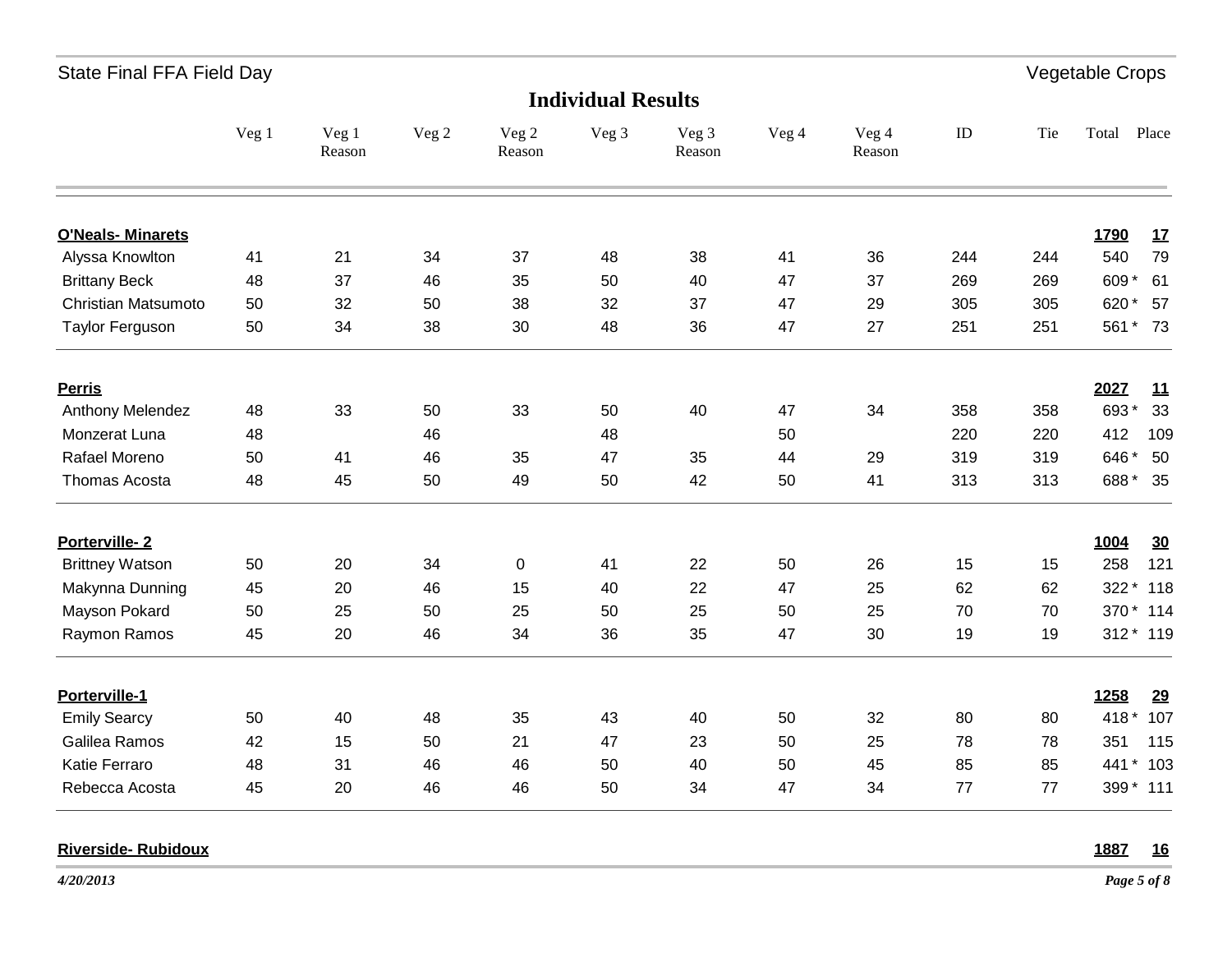State Final FFA Field Day — Vegetable Crops

## Individual Results

| | Veg 1 | Veg 1 Reason | Veg 2 | Veg 2 Reason | Veg 3 | Veg 3 Reason | Veg 4 | Veg 4 Reason | ID | Tie | Total | Place |
|---|---|---|---|---|---|---|---|---|---|---|---|---|
| **O'Neals- Minarets** | | | | | | | | | | | **1790** | **17** |
| Alyssa Knowlton | 41 | 21 | 34 | 37 | 48 | 38 | 41 | 36 | 244 | 244 | 540 | 79 |
| Brittany Beck | 48 | 37 | 46 | 35 | 50 | 40 | 47 | 37 | 269 | 269 | 609 * | 61 |
| Christian Matsumoto | 50 | 32 | 50 | 38 | 32 | 37 | 47 | 29 | 305 | 305 | 620 * | 57 |
| Taylor Ferguson | 50 | 34 | 38 | 30 | 48 | 36 | 47 | 27 | 251 | 251 | 561 * | 73 |
| **Perris** | | | | | | | | | | | **2027** | **11** |
| Anthony Melendez | 48 | 33 | 50 | 33 | 50 | 40 | 47 | 34 | 358 | 358 | 693 * | 33 |
| Monzerat Luna | 48 | | 46 | | 48 | | 50 | | 220 | 220 | 412 | 109 |
| Rafael Moreno | 50 | 41 | 46 | 35 | 47 | 35 | 44 | 29 | 319 | 319 | 646 * | 50 |
| Thomas Acosta | 48 | 45 | 50 | 49 | 50 | 42 | 50 | 41 | 313 | 313 | 688 * | 35 |
| **Porterville- 2** | | | | | | | | | | | **1004** | **30** |
| Brittney Watson | 50 | 20 | 34 | 0 | 41 | 22 | 50 | 26 | 15 | 15 | 258 | 121 |
| Makynna Dunning | 45 | 20 | 46 | 15 | 40 | 22 | 47 | 25 | 62 | 62 | 322 * | 118 |
| Mayson Pokard | 50 | 25 | 50 | 25 | 50 | 25 | 50 | 25 | 70 | 70 | 370 * | 114 |
| Raymon Ramos | 45 | 20 | 46 | 34 | 36 | 35 | 47 | 30 | 19 | 19 | 312 * | 119 |
| **Porterville-1** | | | | | | | | | | | **1258** | **29** |
| Emily Searcy | 50 | 40 | 48 | 35 | 43 | 40 | 50 | 32 | 80 | 80 | 418 * | 107 |
| Galilea Ramos | 42 | 15 | 50 | 21 | 47 | 23 | 50 | 25 | 78 | 78 | 351 | 115 |
| Katie Ferraro | 48 | 31 | 46 | 46 | 50 | 40 | 50 | 45 | 85 | 85 | 441 * | 103 |
| Rebecca Acosta | 45 | 20 | 46 | 46 | 50 | 34 | 47 | 34 | 77 | 77 | 399 * | 111 |
| **Riverside- Rubidoux** | | | | | | | | | | | **1887** | **16** |

*4/20/2013*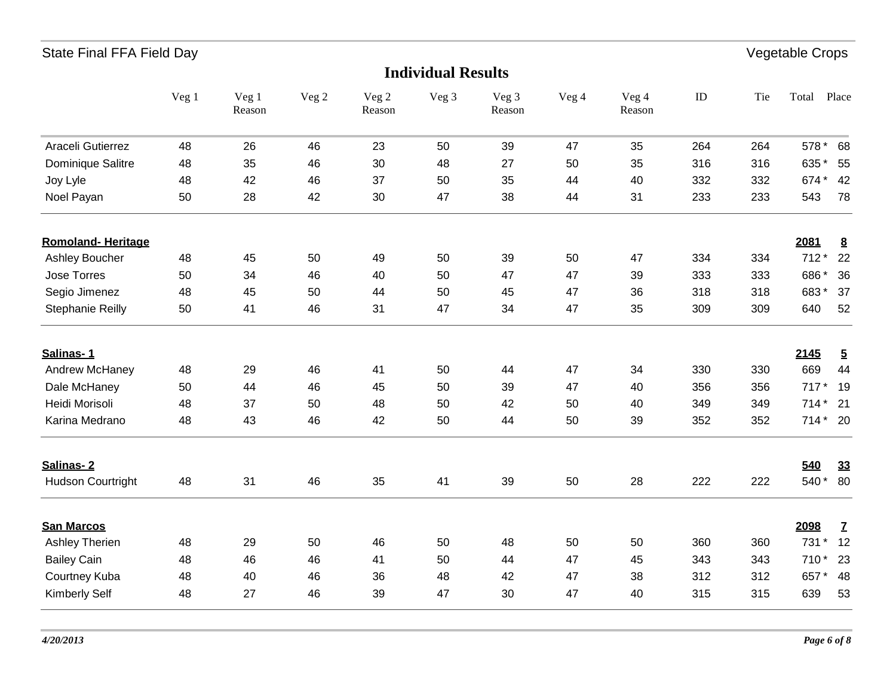State Final FFA Field Day — Vegetable Crops

## Individual Results

| | Veg 1 | Veg 1 Reason | Veg 2 | Veg 2 Reason | Veg 3 | Veg 3 Reason | Veg 4 | Veg 4 Reason | ID | Tie | Total | Place |
|---|---|---|---|---|---|---|---|---|---|---|---|---|
| Araceli Gutierrez | 48 | 26 | 46 | 23 | 50 | 39 | 47 | 35 | 264 | 264 | 578 * | 68 |
| Dominique Salitre | 48 | 35 | 46 | 30 | 48 | 27 | 50 | 35 | 316 | 316 | 635 * | 55 |
| Joy Lyle | 48 | 42 | 46 | 37 | 50 | 35 | 44 | 40 | 332 | 332 | 674 * | 42 |
| Noel Payan | 50 | 28 | 42 | 30 | 47 | 38 | 44 | 31 | 233 | 233 | 543 | 78 |
| **Romoland- Heritage** | | | | | | | | | | | **2081** | **8** |
| Ashley Boucher | 48 | 45 | 50 | 49 | 50 | 39 | 50 | 47 | 334 | 334 | 712 * | 22 |
| Jose Torres | 50 | 34 | 46 | 40 | 50 | 47 | 47 | 39 | 333 | 333 | 686 * | 36 |
| Segio Jimenez | 48 | 45 | 50 | 44 | 50 | 45 | 47 | 36 | 318 | 318 | 683 * | 37 |
| Stephanie Reilly | 50 | 41 | 46 | 31 | 47 | 34 | 47 | 35 | 309 | 309 | 640 | 52 |
| **Salinas- 1** | | | | | | | | | | | **2145** | **5** |
| Andrew McHaney | 48 | 29 | 46 | 41 | 50 | 44 | 47 | 34 | 330 | 330 | 669 | 44 |
| Dale McHaney | 50 | 44 | 46 | 45 | 50 | 39 | 47 | 40 | 356 | 356 | 717 * | 19 |
| Heidi Morisoli | 48 | 37 | 50 | 48 | 50 | 42 | 50 | 40 | 349 | 349 | 714 * | 21 |
| Karina Medrano | 48 | 43 | 46 | 42 | 50 | 44 | 50 | 39 | 352 | 352 | 714 * | 20 |
| **Salinas- 2** | | | | | | | | | | | **540** | **33** |
| Hudson Courtright | 48 | 31 | 46 | 35 | 41 | 39 | 50 | 28 | 222 | 222 | 540 * | 80 |
| **San Marcos** | | | | | | | | | | | **2098** | **7** |
| Ashley Therien | 48 | 29 | 50 | 46 | 50 | 48 | 50 | 50 | 360 | 360 | 731 * | 12 |
| Bailey Cain | 48 | 46 | 46 | 41 | 50 | 44 | 47 | 45 | 343 | 343 | 710 * | 23 |
| Courtney Kuba | 48 | 40 | 46 | 36 | 48 | 42 | 47 | 38 | 312 | 312 | 657 * | 48 |
| Kimberly Self | 48 | 27 | 46 | 39 | 47 | 30 | 47 | 40 | 315 | 315 | 639 | 53 |

*4/20/2013*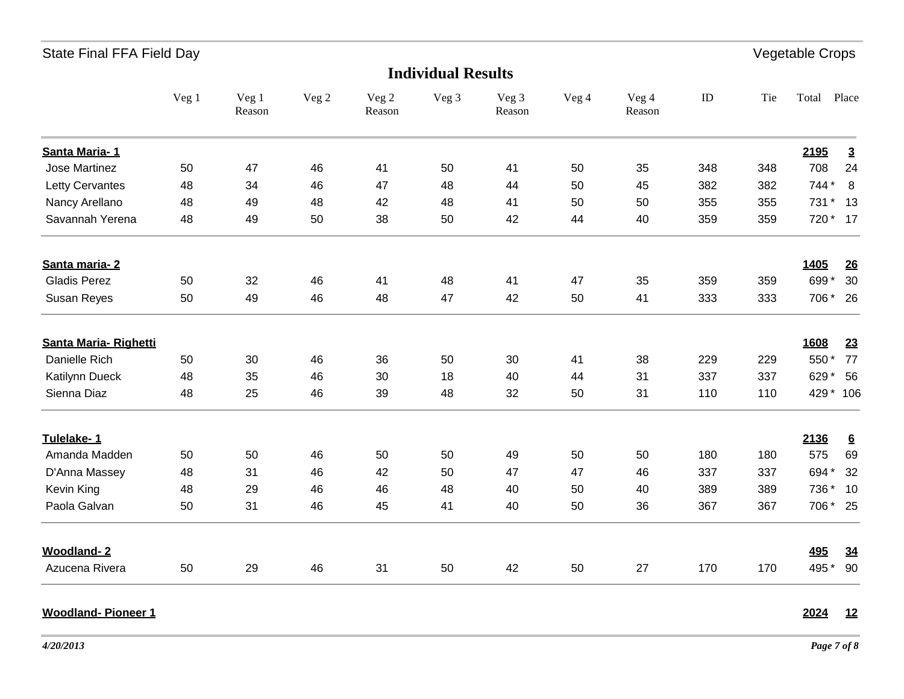State Final FFA Field Day — Vegetable Crops

## Individual Results

| | Veg 1 | Veg 1 Reason | Veg 2 | Veg 2 Reason | Veg 3 | Veg 3 Reason | Veg 4 | Veg 4 Reason | ID | Tie | Total | Place |
|---|---|---|---|---|---|---|---|---|---|---|---|---|
| **Santa Maria- 1** | | | | | | | | | | | **2195** | **3** |
| Jose Martinez | 50 | 47 | 46 | 41 | 50 | 41 | 50 | 35 | 348 | 348 | 708 | 24 |
| Letty Cervantes | 48 | 34 | 46 | 47 | 48 | 44 | 50 | 45 | 382 | 382 | 744 * | 8 |
| Nancy Arellano | 48 | 49 | 48 | 42 | 48 | 41 | 50 | 50 | 355 | 355 | 731 * | 13 |
| Savannah Yerena | 48 | 49 | 50 | 38 | 50 | 42 | 44 | 40 | 359 | 359 | 720 * | 17 |
| **Santa maria- 2** | | | | | | | | | | | **1405** | **26** |
| Gladis Perez | 50 | 32 | 46 | 41 | 48 | 41 | 47 | 35 | 359 | 359 | 699 * | 30 |
| Susan Reyes | 50 | 49 | 46 | 48 | 47 | 42 | 50 | 41 | 333 | 333 | 706 * | 26 |
| **Santa Maria- Righetti** | | | | | | | | | | | **1608** | **23** |
| Danielle Rich | 50 | 30 | 46 | 36 | 50 | 30 | 41 | 38 | 229 | 229 | 550 * | 77 |
| Katilynn Dueck | 48 | 35 | 46 | 30 | 18 | 40 | 44 | 31 | 337 | 337 | 629 * | 56 |
| Sienna Diaz | 48 | 25 | 46 | 39 | 48 | 32 | 50 | 31 | 110 | 110 | 429 * | 106 |
| **Tulelake- 1** | | | | | | | | | | | **2136** | **6** |
| Amanda Madden | 50 | 50 | 46 | 50 | 50 | 49 | 50 | 50 | 180 | 180 | 575 | 69 |
| D'Anna Massey | 48 | 31 | 46 | 42 | 50 | 47 | 47 | 46 | 337 | 337 | 694 * | 32 |
| Kevin King | 48 | 29 | 46 | 46 | 48 | 40 | 50 | 40 | 389 | 389 | 736 * | 10 |
| Paola Galvan | 50 | 31 | 46 | 45 | 41 | 40 | 50 | 36 | 367 | 367 | 706 * | 25 |
| **Woodland- 2** | | | | | | | | | | | **495** | **34** |
| Azucena Rivera | 50 | 29 | 46 | 31 | 50 | 42 | 50 | 27 | 170 | 170 | 495 * | 90 |
| **Woodland- Pioneer 1** | | | | | | | | | | | **2024** | **12** |

*4/20/2013*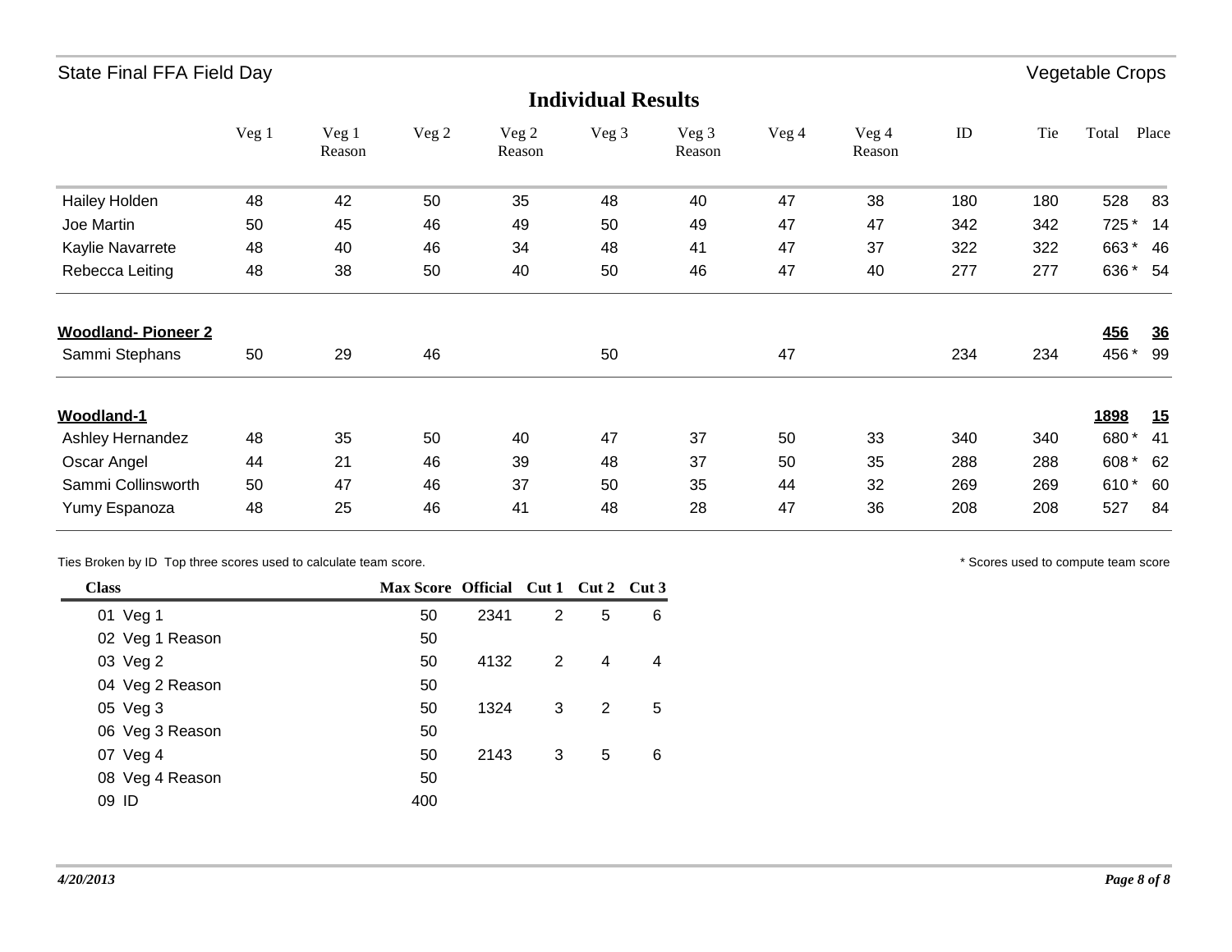State Final FFA Field Day — Vegetable Crops

## Individual Results

| | Veg 1 | Veg 1 Reason | Veg 2 | Veg 2 Reason | Veg 3 | Veg 3 Reason | Veg 4 | Veg 4 Reason | ID | Tie | Total | Place |
|---|---|---|---|---|---|---|---|---|---|---|---|---|
| Hailey Holden | 48 | 42 | 50 | 35 | 48 | 40 | 47 | 38 | 180 | 180 | 528 | 83 |
| Joe Martin | 50 | 45 | 46 | 49 | 50 | 49 | 47 | 47 | 342 | 342 | 725 * | 14 |
| Kaylie Navarrete | 48 | 40 | 46 | 34 | 48 | 41 | 47 | 37 | 322 | 322 | 663 * | 46 |
| Rebecca Leiting | 48 | 38 | 50 | 40 | 50 | 46 | 47 | 40 | 277 | 277 | 636 * | 54 |
| **Woodland- Pioneer 2** | | | | | | | | | | | **456** | **36** |
| Sammi Stephans | 50 | 29 | 46 | | 50 | | 47 | | 234 | 234 | 456 * | 99 |
| **Woodland-1** | | | | | | | | | | | **1898** | **15** |
| Ashley Hernandez | 48 | 35 | 50 | 40 | 47 | 37 | 50 | 33 | 340 | 340 | 680 * | 41 |
| Oscar Angel | 44 | 21 | 46 | 39 | 48 | 37 | 50 | 35 | 288 | 288 | 608 * | 62 |
| Sammi Collinsworth | 50 | 47 | 46 | 37 | 50 | 35 | 44 | 32 | 269 | 269 | 610 * | 60 |
| Yumy Espanoza | 48 | 25 | 46 | 41 | 48 | 28 | 47 | 36 | 208 | 208 | 527 | 84 |

Ties Broken by ID Top three scores used to calculate team score.

* Scores used to compute team score

| Class | Max Score | Official | Cut 1 | Cut 2 | Cut 3 |
|---|---|---|---|---|---|
| 01 Veg 1 | 50 | 2341 | 2 | 5 | 6 |
| 02 Veg 1 Reason | 50 | | | | |
| 03 Veg 2 | 50 | 4132 | 2 | 4 | 4 |
| 04 Veg 2 Reason | 50 | | | | |
| 05 Veg 3 | 50 | 1324 | 3 | 2 | 5 |
| 06 Veg 3 Reason | 50 | | | | |
| 07 Veg 4 | 50 | 2143 | 3 | 5 | 6 |
| 08 Veg 4 Reason | 50 | | | | |
| 09 ID | 400 | | | | |

*4/20/2013*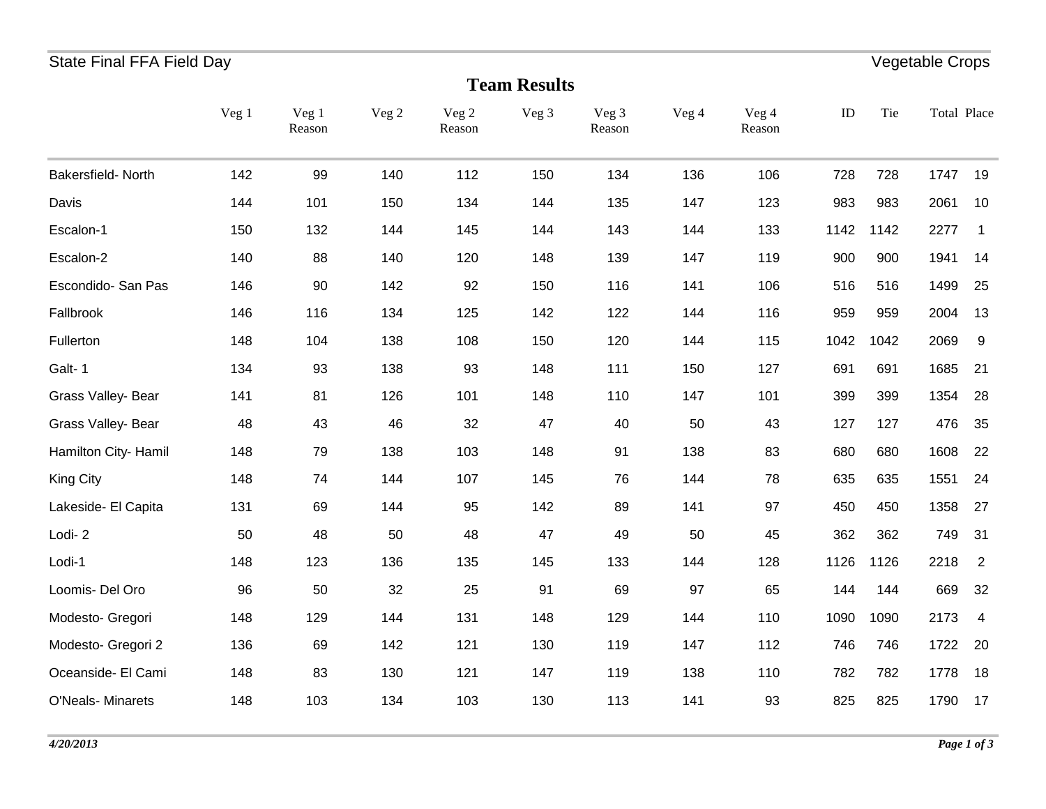State Final FFA Field Day — Vegetable Crops

## Team Results

| | Veg 1 | Veg 1 Reason | Veg 2 | Veg 2 Reason | Veg 3 | Veg 3 Reason | Veg 4 | Veg 4 Reason | ID | Tie | Total | Place |
|---|---|---|---|---|---|---|---|---|---|---|---|---|
| Bakersfield- North | 142 | 99 | 140 | 112 | 150 | 134 | 136 | 106 | 728 | 728 | 1747 | 19 |
| Davis | 144 | 101 | 150 | 134 | 144 | 135 | 147 | 123 | 983 | 983 | 2061 | 10 |
| Escalon-1 | 150 | 132 | 144 | 145 | 144 | 143 | 144 | 133 | 1142 | 1142 | 2277 | 1 |
| Escalon-2 | 140 | 88 | 140 | 120 | 148 | 139 | 147 | 119 | 900 | 900 | 1941 | 14 |
| Escondido- San Pas | 146 | 90 | 142 | 92 | 150 | 116 | 141 | 106 | 516 | 516 | 1499 | 25 |
| Fallbrook | 146 | 116 | 134 | 125 | 142 | 122 | 144 | 116 | 959 | 959 | 2004 | 13 |
| Fullerton | 148 | 104 | 138 | 108 | 150 | 120 | 144 | 115 | 1042 | 1042 | 2069 | 9 |
| Galt- 1 | 134 | 93 | 138 | 93 | 148 | 111 | 150 | 127 | 691 | 691 | 1685 | 21 |
| Grass Valley- Bear | 141 | 81 | 126 | 101 | 148 | 110 | 147 | 101 | 399 | 399 | 1354 | 28 |
| Grass Valley- Bear | 48 | 43 | 46 | 32 | 47 | 40 | 50 | 43 | 127 | 127 | 476 | 35 |
| Hamilton City- Hamil | 148 | 79 | 138 | 103 | 148 | 91 | 138 | 83 | 680 | 680 | 1608 | 22 |
| King City | 148 | 74 | 144 | 107 | 145 | 76 | 144 | 78 | 635 | 635 | 1551 | 24 |
| Lakeside- El Capita | 131 | 69 | 144 | 95 | 142 | 89 | 141 | 97 | 450 | 450 | 1358 | 27 |
| Lodi- 2 | 50 | 48 | 50 | 48 | 47 | 49 | 50 | 45 | 362 | 362 | 749 | 31 |
| Lodi-1 | 148 | 123 | 136 | 135 | 145 | 133 | 144 | 128 | 1126 | 1126 | 2218 | 2 |
| Loomis- Del Oro | 96 | 50 | 32 | 25 | 91 | 69 | 97 | 65 | 144 | 144 | 669 | 32 |
| Modesto- Gregori | 148 | 129 | 144 | 131 | 148 | 129 | 144 | 110 | 1090 | 1090 | 2173 | 4 |
| Modesto- Gregori 2 | 136 | 69 | 142 | 121 | 130 | 119 | 147 | 112 | 746 | 746 | 1722 | 20 |
| Oceanside- El Cami | 148 | 83 | 130 | 121 | 147 | 119 | 138 | 110 | 782 | 782 | 1778 | 18 |
| O'Neals- Minarets | 148 | 103 | 134 | 103 | 130 | 113 | 141 | 93 | 825 | 825 | 1790 | 17 |

*4/20/2013*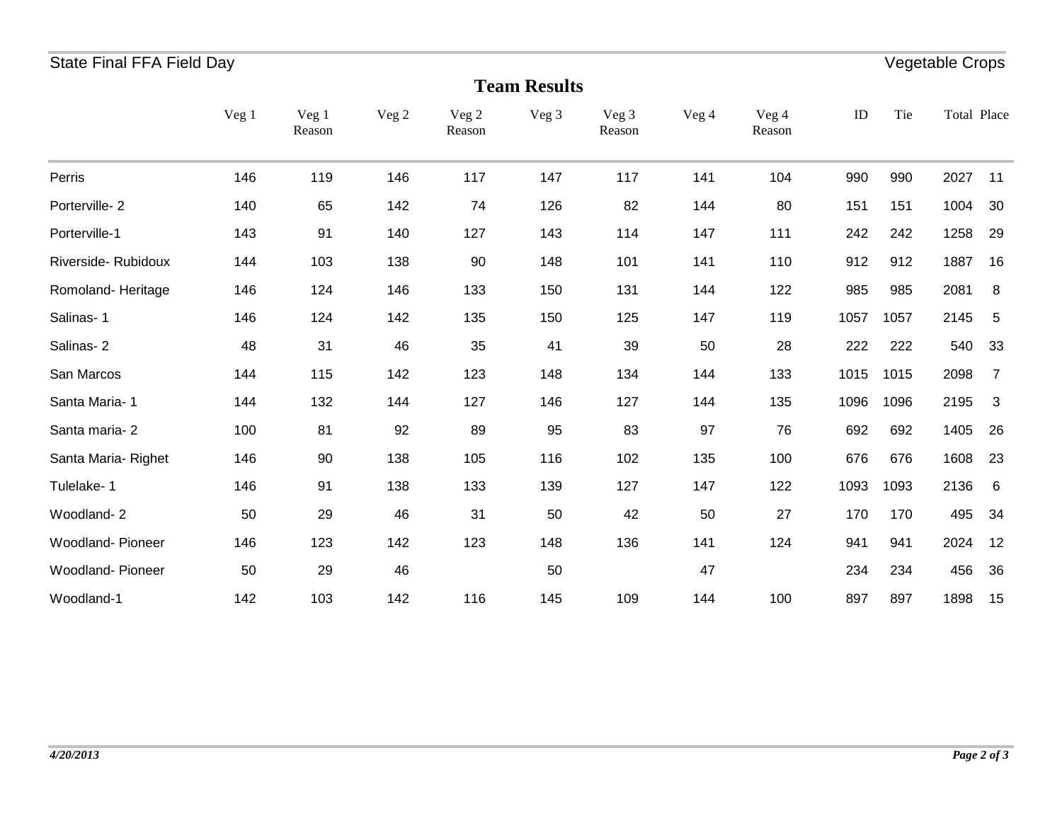State Final FFA Field Day — Vegetable Crops

## Team Results

| | Veg 1 | Veg 1 Reason | Veg 2 | Veg 2 Reason | Veg 3 | Veg 3 Reason | Veg 4 | Veg 4 Reason | ID | Tie | Total | Place |
|---|---|---|---|---|---|---|---|---|---|---|---|---|
| Perris | 146 | 119 | 146 | 117 | 147 | 117 | 141 | 104 | 990 | 990 | 2027 | 11 |
| Porterville- 2 | 140 | 65 | 142 | 74 | 126 | 82 | 144 | 80 | 151 | 151 | 1004 | 30 |
| Porterville-1 | 143 | 91 | 140 | 127 | 143 | 114 | 147 | 111 | 242 | 242 | 1258 | 29 |
| Riverside- Rubidoux | 144 | 103 | 138 | 90 | 148 | 101 | 141 | 110 | 912 | 912 | 1887 | 16 |
| Romoland- Heritage | 146 | 124 | 146 | 133 | 150 | 131 | 144 | 122 | 985 | 985 | 2081 | 8 |
| Salinas- 1 | 146 | 124 | 142 | 135 | 150 | 125 | 147 | 119 | 1057 | 1057 | 2145 | 5 |
| Salinas- 2 | 48 | 31 | 46 | 35 | 41 | 39 | 50 | 28 | 222 | 222 | 540 | 33 |
| San Marcos | 144 | 115 | 142 | 123 | 148 | 134 | 144 | 133 | 1015 | 1015 | 2098 | 7 |
| Santa Maria- 1 | 144 | 132 | 144 | 127 | 146 | 127 | 144 | 135 | 1096 | 1096 | 2195 | 3 |
| Santa maria- 2 | 100 | 81 | 92 | 89 | 95 | 83 | 97 | 76 | 692 | 692 | 1405 | 26 |
| Santa Maria- Righet | 146 | 90 | 138 | 105 | 116 | 102 | 135 | 100 | 676 | 676 | 1608 | 23 |
| Tulelake- 1 | 146 | 91 | 138 | 133 | 139 | 127 | 147 | 122 | 1093 | 1093 | 2136 | 6 |
| Woodland- 2 | 50 | 29 | 46 | 31 | 50 | 42 | 50 | 27 | 170 | 170 | 495 | 34 |
| Woodland- Pioneer | 146 | 123 | 142 | 123 | 148 | 136 | 141 | 124 | 941 | 941 | 2024 | 12 |
| Woodland- Pioneer | 50 | 29 | 46 | | 50 | | 47 | | 234 | 234 | 456 | 36 |
| Woodland-1 | 142 | 103 | 142 | 116 | 145 | 109 | 144 | 100 | 897 | 897 | 1898 | 15 |

*4/20/2013*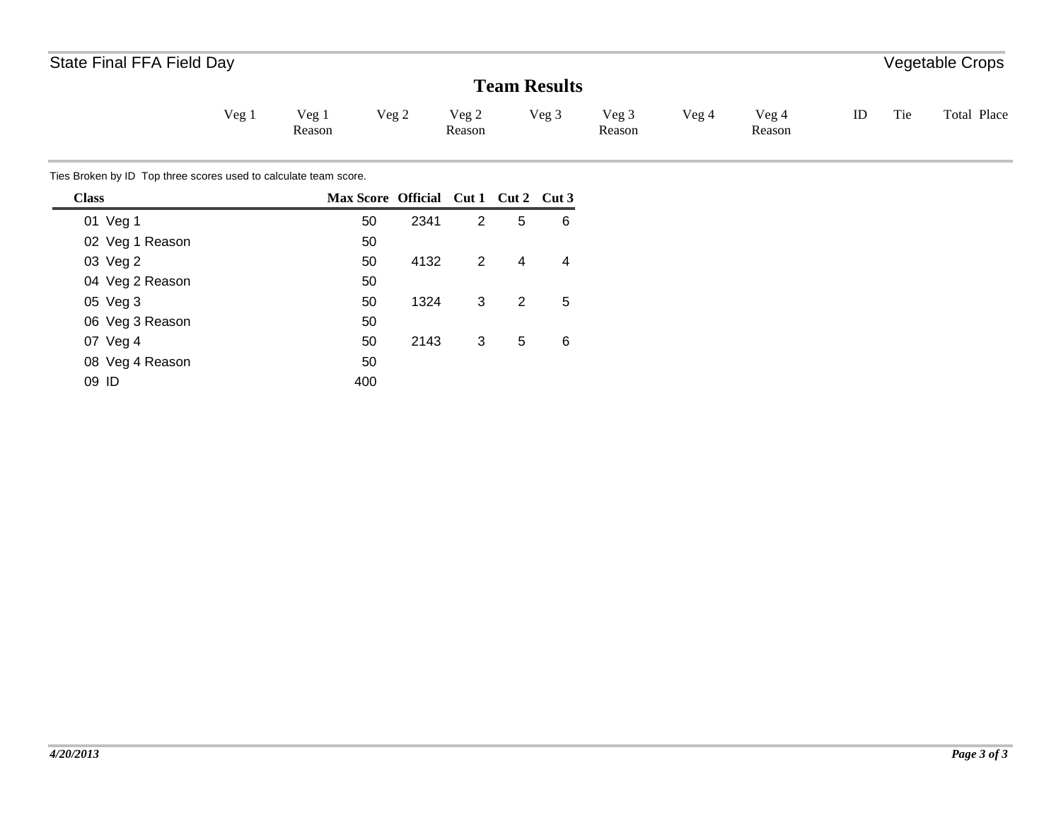State Final FFA Field Day

Vegetable Crops

# Team Results

| Veg 1 | Veg 1 Reason | Veg 2 | Veg 2 Reason | Veg 3 | Veg 3 Reason | Veg 4 | Veg 4 Reason | ID | Tie | Total | Place |
|---|---|---|---|---|---|---|---|---|---|---|---|

Ties Broken by ID Top three scores used to calculate team score.

| Class | Max Score | Official | Cut 1 | Cut 2 | Cut 3 |
|---|---|---|---|---|---|
| 01 Veg 1 | 50 | 2341 | 2 | 5 | 6 |
| 02 Veg 1 Reason | 50 | | | | |
| 03 Veg 2 | 50 | 4132 | 2 | 4 | 4 |
| 04 Veg 2 Reason | 50 | | | | |
| 05 Veg 3 | 50 | 1324 | 3 | 2 | 5 |
| 06 Veg 3 Reason | 50 | | | | |
| 07 Veg 4 | 50 | 2143 | 3 | 5 | 6 |
| 08 Veg 4 Reason | 50 | | | | |
| 09 ID | 400 | | | | |

*4/20/2013*